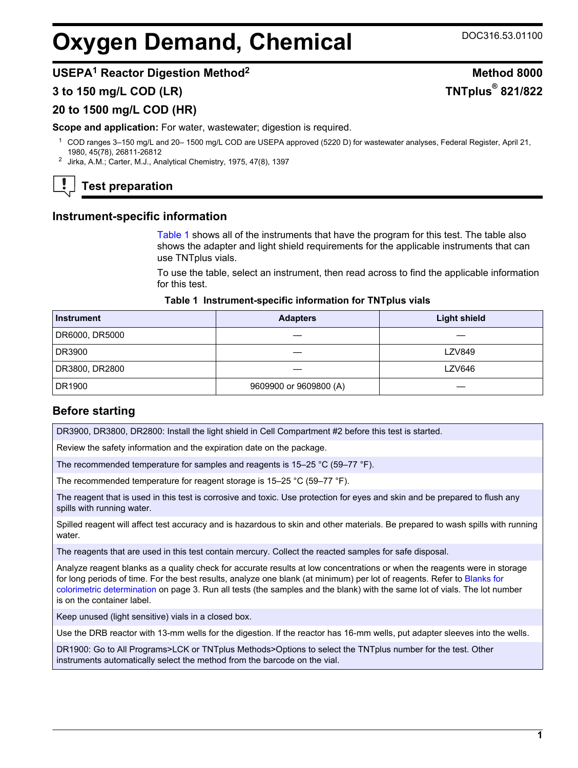# Oxygen Demand, Chemical

DOC316.53.01100

## USEPA[1] Reactor Digestion Method[2]

**Method 8000**

**3 to 150 mg/L COD (LR)**

**TNTplus® 821/822**

**20 to 1500 mg/L COD (HR)**

**Scope and application:** For water, wastewater; digestion is required.

[1] COD ranges 3–150 mg/L and 20– 1500 mg/L COD are USEPA approved (5220 D) for wastewater analyses, Federal Register, April 21, 1980, 45(78), 26811-26812

[2] Jirka, A.M.; Carter, M.J., Analytical Chemistry, 1975, 47(8), 1397

## Test preparation

### Instrument-specific information

Table 1 shows all of the instruments that have the program for this test. The table also shows the adapter and light shield requirements for the applicable instruments that can use TNTplus vials.

To use the table, select an instrument, then read across to find the applicable information for this test.

**Table 1 Instrument-specific information for TNTplus vials**

| Instrument | Adapters | Light shield |
|---|---|---|
| DR6000, DR5000 | — | — |
| DR3900 | — | LZV849 |
| DR3800, DR2800 | — | LZV646 |
| DR1900 | 9609900 or 9609800 (A) | — |

### Before starting

DR3900, DR3800, DR2800: Install the light shield in Cell Compartment #2 before this test is started.

Review the safety information and the expiration date on the package.

The recommended temperature for samples and reagents is 15–25 °C (59–77 °F).

The recommended temperature for reagent storage is 15–25 °C (59–77 °F).

The reagent that is used in this test is corrosive and toxic. Use protection for eyes and skin and be prepared to flush any spills with running water.

Spilled reagent will affect test accuracy and is hazardous to skin and other materials. Be prepared to wash spills with running water.

The reagents that are used in this test contain mercury. Collect the reacted samples for safe disposal.

Analyze reagent blanks as a quality check for accurate results at low concentrations or when the reagents were in storage for long periods of time. For the best results, analyze one blank (at minimum) per lot of reagents. Refer to Blanks for colorimetric determination on page 3. Run all tests (the samples and the blank) with the same lot of vials. The lot number is on the container label.

Keep unused (light sensitive) vials in a closed box.

Use the DRB reactor with 13-mm wells for the digestion. If the reactor has 16-mm wells, put adapter sleeves into the wells.

DR1900: Go to All Programs>LCK or TNTplus Methods>Options to select the TNTplus number for the test. Other instruments automatically select the method from the barcode on the vial.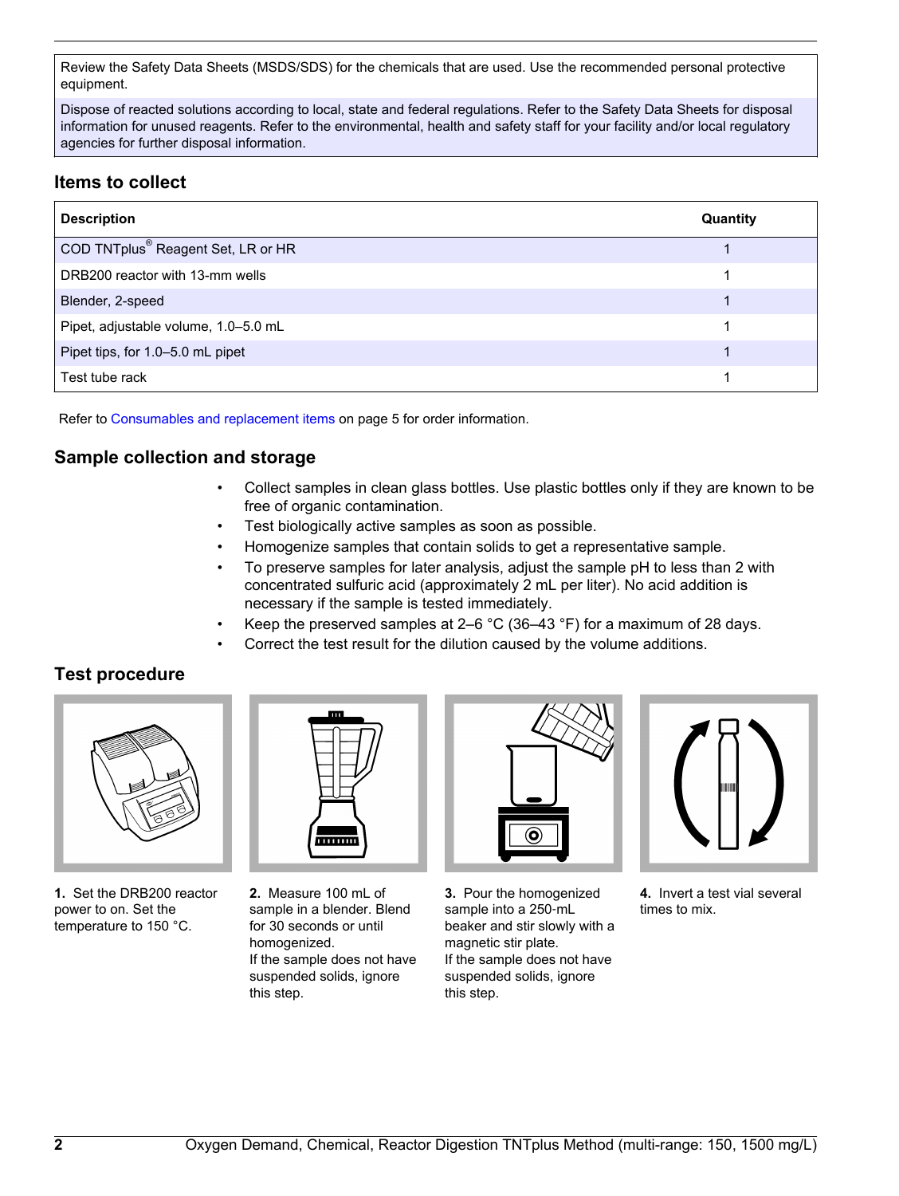Review the Safety Data Sheets (MSDS/SDS) for the chemicals that are used. Use the recommended personal protective equipment.

Dispose of reacted solutions according to local, state and federal regulations. Refer to the Safety Data Sheets for disposal information for unused reagents. Refer to the environmental, health and safety staff for your facility and/or local regulatory agencies for further disposal information.

## Items to collect

| Description | Quantity |
|---|---|
| COD TNTplus® Reagent Set, LR or HR | 1 |
| DRB200 reactor with 13-mm wells | 1 |
| Blender, 2-speed | 1 |
| Pipet, adjustable volume, 1.0–5.0 mL | 1 |
| Pipet tips, for 1.0–5.0 mL pipet | 1 |
| Test tube rack | 1 |

Refer to Consumables and replacement items on page 5 for order information.

## Sample collection and storage

- Collect samples in clean glass bottles. Use plastic bottles only if they are known to be free of organic contamination.
- Test biologically active samples as soon as possible.
- Homogenize samples that contain solids to get a representative sample.
- To preserve samples for later analysis, adjust the sample pH to less than 2 with concentrated sulfuric acid (approximately 2 mL per liter). No acid addition is necessary if the sample is tested immediately.
- Keep the preserved samples at 2–6 °C (36–43 °F) for a maximum of 28 days.
- Correct the test result for the dilution caused by the volume additions.

## Test procedure

**1.** Set the DRB200 reactor power to on. Set the temperature to 150 °C.

**2.** Measure 100 mL of sample in a blender. Blend for 30 seconds or until homogenized.
If the sample does not have suspended solids, ignore this step.

**3.** Pour the homogenized sample into a 250-mL beaker and stir slowly with a magnetic stir plate.
If the sample does not have suspended solids, ignore this step.

**4.** Invert a test vial several times to mix.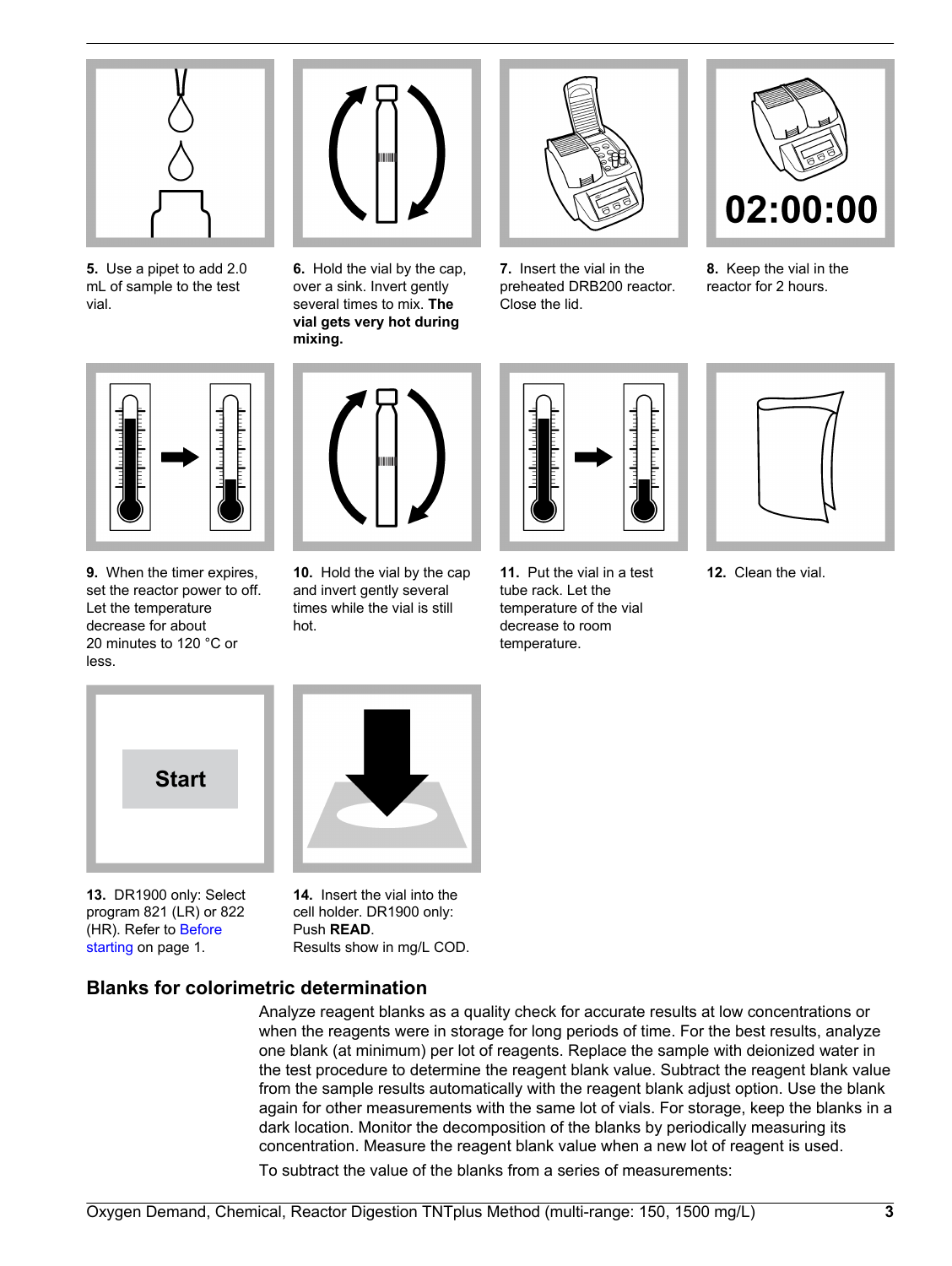**5.** Use a pipet to add 2.0 mL of sample to the test vial.

**6.** Hold the vial by the cap, over a sink. Invert gently several times to mix. **The vial gets very hot during mixing.**

**7.** Insert the vial in the preheated DRB200 reactor. Close the lid.

**8.** Keep the vial in the reactor for 2 hours.

**9.** When the timer expires, set the reactor power to off. Let the temperature decrease for about 20 minutes to 120 °C or less.

**10.** Hold the vial by the cap and invert gently several times while the vial is still hot.

**11.** Put the vial in a test tube rack. Let the temperature of the vial decrease to room temperature.

**12.** Clean the vial.

**13.** DR1900 only: Select program 821 (LR) or 822 (HR). Refer to Before starting on page 1.

**14.** Insert the vial into the cell holder. DR1900 only: Push **READ**. Results show in mg/L COD.

## Blanks for colorimetric determination

Analyze reagent blanks as a quality check for accurate results at low concentrations or when the reagents were in storage for long periods of time. For the best results, analyze one blank (at minimum) per lot of reagents. Replace the sample with deionized water in the test procedure to determine the reagent blank value. Subtract the reagent blank value from the sample results automatically with the reagent blank adjust option. Use the blank again for other measurements with the same lot of vials. For storage, keep the blanks in a dark location. Monitor the decomposition of the blanks by periodically measuring its concentration. Measure the reagent blank value when a new lot of reagent is used.

To subtract the value of the blanks from a series of measurements: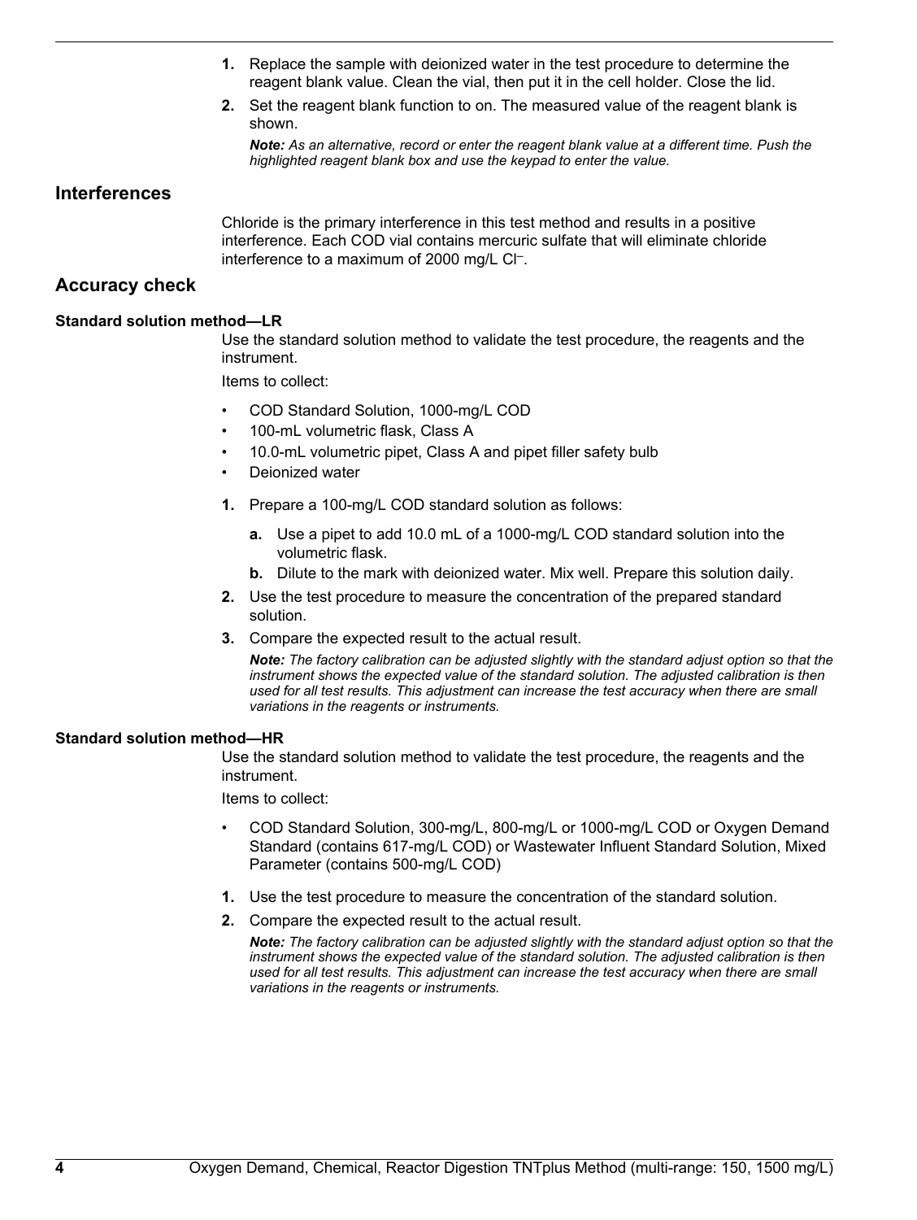1. Replace the sample with deionized water in the test procedure to determine the reagent blank value. Clean the vial, then put it in the cell holder. Close the lid.
2. Set the reagent blank function to on. The measured value of the reagent blank is shown.

   ***Note:*** *As an alternative, record or enter the reagent blank value at a different time. Push the highlighted reagent blank box and use the keypad to enter the value.*

## Interferences

Chloride is the primary interference in this test method and results in a positive interference. Each COD vial contains mercuric sulfate that will eliminate chloride interference to a maximum of 2000 mg/L $Cl^{-}$.

## Accuracy check

### Standard solution method—LR

Use the standard solution method to validate the test procedure, the reagents and the instrument.

Items to collect:

- COD Standard Solution, 1000-mg/L COD
- 100-mL volumetric flask, Class A
- 10.0-mL volumetric pipet, Class A and pipet filler safety bulb
- Deionized water

1. Prepare a 100-mg/L COD standard solution as follows:
   a. Use a pipet to add 10.0 mL of a 1000-mg/L COD standard solution into the volumetric flask.
   b. Dilute to the mark with deionized water. Mix well. Prepare this solution daily.
2. Use the test procedure to measure the concentration of the prepared standard solution.
3. Compare the expected result to the actual result.

   ***Note:*** *The factory calibration can be adjusted slightly with the standard adjust option so that the instrument shows the expected value of the standard solution. The adjusted calibration is then used for all test results. This adjustment can increase the test accuracy when there are small variations in the reagents or instruments.*

### Standard solution method—HR

Use the standard solution method to validate the test procedure, the reagents and the instrument.

Items to collect:

- COD Standard Solution, 300-mg/L, 800-mg/L or 1000-mg/L COD or Oxygen Demand Standard (contains 617-mg/L COD) or Wastewater Influent Standard Solution, Mixed Parameter (contains 500-mg/L COD)

1. Use the test procedure to measure the concentration of the standard solution.
2. Compare the expected result to the actual result.

   ***Note:*** *The factory calibration can be adjusted slightly with the standard adjust option so that the instrument shows the expected value of the standard solution. The adjusted calibration is then used for all test results. This adjustment can increase the test accuracy when there are small variations in the reagents or instruments.*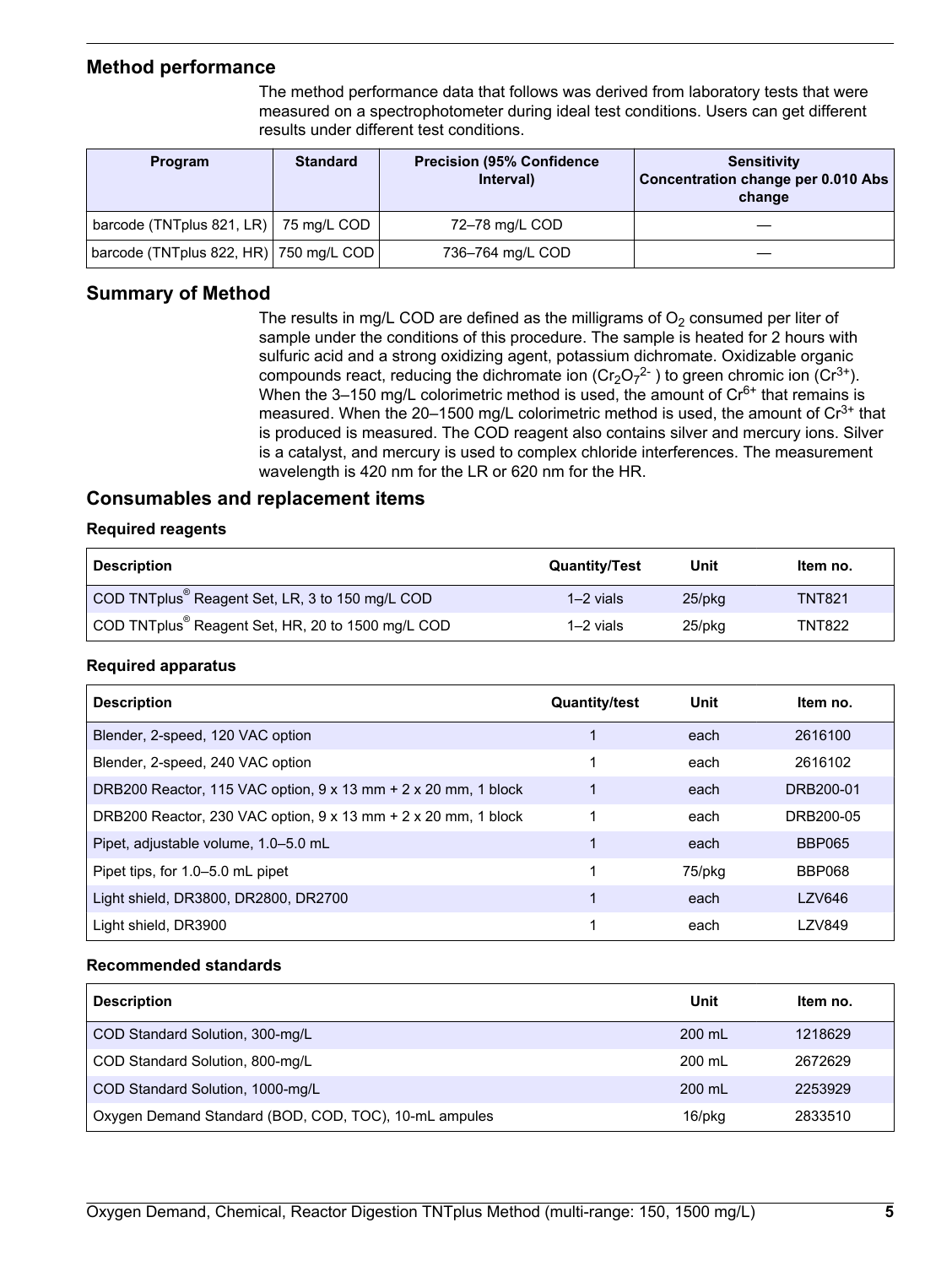## Method performance

The method performance data that follows was derived from laboratory tests that were measured on a spectrophotometer during ideal test conditions. Users can get different results under different test conditions.

| Program | Standard | Precision (95% Confidence Interval) | Sensitivity Concentration change per 0.010 Abs change |
|---|---|---|---|
| barcode (TNTplus 821, LR) | 75 mg/L COD | 72–78 mg/L COD | — |
| barcode (TNTplus 822, HR) | 750 mg/L COD | 736–764 mg/L COD | — |

## Summary of Method

The results in mg/L COD are defined as the milligrams of $O_2$ consumed per liter of sample under the conditions of this procedure. The sample is heated for 2 hours with sulfuric acid and a strong oxidizing agent, potassium dichromate. Oxidizable organic compounds react, reducing the dichromate ion ($Cr_2O_7^{2-}$ ) to green chromic ion ($Cr^{3+}$). When the 3–150 mg/L colorimetric method is used, the amount of $Cr^{6+}$ that remains is measured. When the 20–1500 mg/L colorimetric method is used, the amount of $Cr^{3+}$ that is produced is measured. The COD reagent also contains silver and mercury ions. Silver is a catalyst, and mercury is used to complex chloride interferences. The measurement wavelength is 420 nm for the LR or 620 nm for the HR.

## Consumables and replacement items

### Required reagents

| Description | Quantity/Test | Unit | Item no. |
|---|---|---|---|
| COD TNTplus® Reagent Set, LR, 3 to 150 mg/L COD | 1–2 vials | 25/pkg | TNT821 |
| COD TNTplus® Reagent Set, HR, 20 to 1500 mg/L COD | 1–2 vials | 25/pkg | TNT822 |

### Required apparatus

| Description | Quantity/test | Unit | Item no. |
|---|---|---|---|
| Blender, 2-speed, 120 VAC option | 1 | each | 2616100 |
| Blender, 2-speed, 240 VAC option | 1 | each | 2616102 |
| DRB200 Reactor, 115 VAC option, 9 x 13 mm + 2 x 20 mm, 1 block | 1 | each | DRB200-01 |
| DRB200 Reactor, 230 VAC option, 9 x 13 mm + 2 x 20 mm, 1 block | 1 | each | DRB200-05 |
| Pipet, adjustable volume, 1.0–5.0 mL | 1 | each | BBP065 |
| Pipet tips, for 1.0–5.0 mL pipet | 1 | 75/pkg | BBP068 |
| Light shield, DR3800, DR2800, DR2700 | 1 | each | LZV646 |
| Light shield, DR3900 | 1 | each | LZV849 |

### Recommended standards

| Description | Unit | Item no. |
|---|---|---|
| COD Standard Solution, 300-mg/L | 200 mL | 1218629 |
| COD Standard Solution, 800-mg/L | 200 mL | 2672629 |
| COD Standard Solution, 1000-mg/L | 200 mL | 2253929 |
| Oxygen Demand Standard (BOD, COD, TOC), 10-mL ampules | 16/pkg | 2833510 |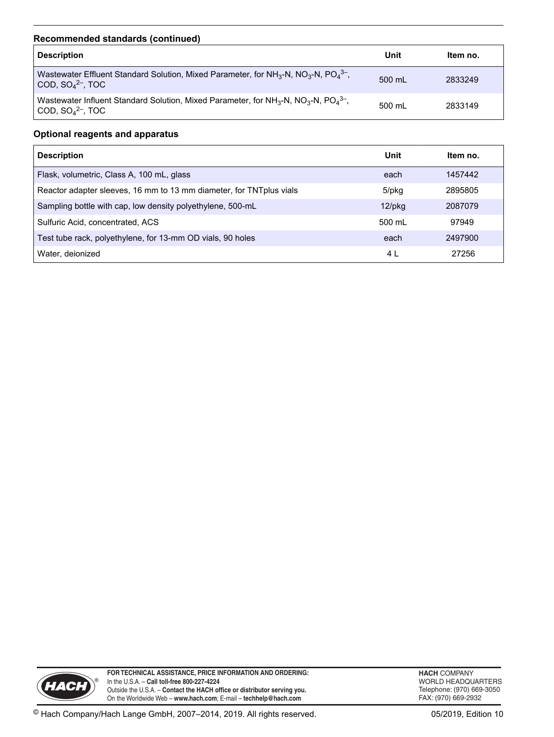**Recommended standards (continued)**

| Description | Unit | Item no. |
|---|---|---|
| Wastewater Effluent Standard Solution, Mixed Parameter, for $NH_3$-N, $NO_3$-N, $PO_4^{3-}$, COD, $SO_4^{2-}$, TOC | 500 mL | 2833249 |
| Wastewater Influent Standard Solution, Mixed Parameter, for $NH_3$-N, $NO_3$-N, $PO_4^{3-}$, COD, $SO_4^{2-}$, TOC | 500 mL | 2833149 |

**Optional reagents and apparatus**

| Description | Unit | Item no. |
|---|---|---|
| Flask, volumetric, Class A, 100 mL, glass | each | 1457442 |
| Reactor adapter sleeves, 16 mm to 13 mm diameter, for TNTplus vials | 5/pkg | 2895805 |
| Sampling bottle with cap, low density polyethylene, 500-mL | 12/pkg | 2087079 |
| Sulfuric Acid, concentrated, ACS | 500 mL | 97949 |
| Test tube rack, polyethylene, for 13-mm OD vials, 90 holes | each | 2497900 |
| Water, deionized | 4 L | 27256 |

**FOR TECHNICAL ASSISTANCE, PRICE INFORMATION AND ORDERING:**
In the U.S.A. – **Call toll-free 800-227-4224**
Outside the U.S.A. – **Contact the HACH office or distributor serving you.**
On the Worldwide Web – **www.hach.com**; E-mail – **techhelp@hach.com**

**HACH** COMPANY
WORLD HEADQUARTERS
Telephone: (970) 669-3050
FAX: (970) 669-2932

© Hach Company/Hach Lange GmbH, 2007–2014, 2019. All rights reserved.

05/2019, Edition 10